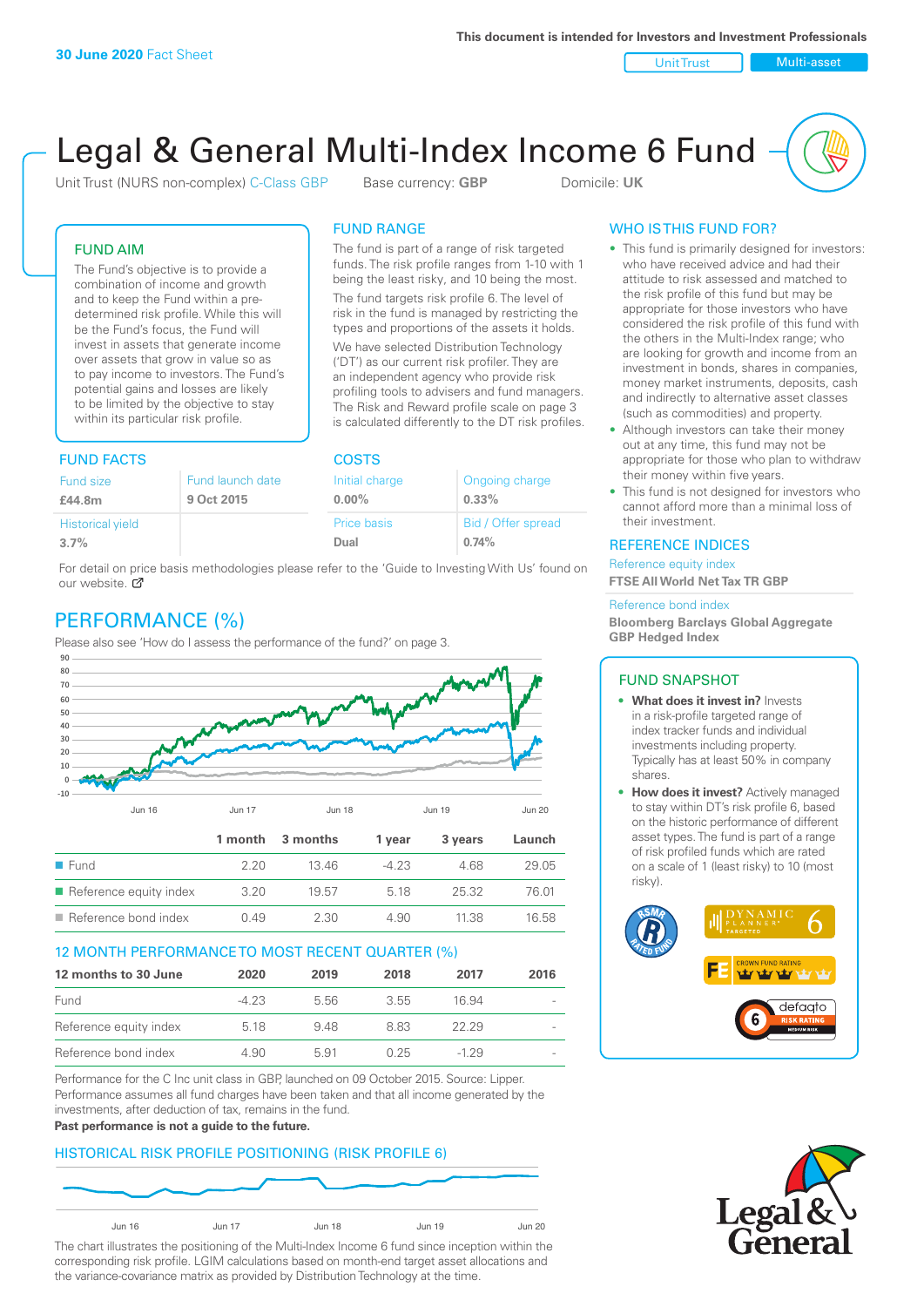**30 June 2020** Fact Sheet

This document is intended for Investors and Investment Professionals

Unit Trust | Multi-asset

# Legal & General Multi-Index Income 6 Fund

Unit Trust (NURS non-complex) C-Class GBP    Base currency: **GBP**    Domicile: **UK**

## FUND AIM

The Fund's objective is to provide a combination of income and growth and to keep the Fund within a pre-determined risk profile. While this will be the Fund's focus, the Fund will invest in assets that generate income over assets that grow in value so as to pay income to investors. The Fund's potential gains and losses are likely to be limited by the objective to stay within its particular risk profile.

## FUND RANGE

The fund is part of a range of risk targeted funds. The risk profile ranges from 1-10 with 1 being the least risky, and 10 being the most.

The fund targets risk profile 6. The level of risk in the fund is managed by restricting the types and proportions of the assets it holds.

We have selected Distribution Technology ('DT') as our current risk profiler. They are an independent agency who provide risk profiling tools to advisers and fund managers. The Risk and Reward profile scale on page 3 is calculated differently to the DT risk profiles.

## WHO IS THIS FUND FOR?

- This fund is primarily designed for investors: who have received advice and had their attitude to risk assessed and matched to the risk profile of this fund but may be appropriate for those investors who have considered the risk profile of this fund with the others in the Multi-Index range; who are looking for growth and income from an investment in bonds, shares in companies, money market instruments, deposits, cash and indirectly to alternative asset classes (such as commodities) and property.
- Although investors can take their money out at any time, this fund may not be appropriate for those who plan to withdraw their money within five years.
- This fund is not designed for investors who cannot afford more than a minimal loss of their investment.

## FUND FACTS

| Fund size | Fund launch date |
|---|---|
| **£44.8m** | **9 Oct 2015** |
| Historical yield | |
| **3.7%** | |

## COSTS

| Initial charge | Ongoing charge |
|---|---|
| **0.00%** | **0.33%** |
| Price basis | Bid / Offer spread |
| **Dual** | **0.74%** |

For detail on price basis methodologies please refer to the 'Guide to Investing With Us' found on our website.

## REFERENCE INDICES

Reference equity index
**FTSE All World Net Tax TR GBP**

Reference bond index
**Bloomberg Barclays Global Aggregate GBP Hedged Index**

## PERFORMANCE (%)

Please also see 'How do I assess the performance of the fund?' on page 3.

| | 1 month | 3 months | 1 year | 3 years | Launch |
|---|---|---|---|---|---|
| Fund | 2.20 | 13.46 | -4.23 | 4.68 | 29.05 |
| Reference equity index | 3.20 | 19.57 | 5.18 | 25.32 | 76.01 |
| Reference bond index | 0.49 | 2.30 | 4.90 | 11.38 | 16.58 |

## 12 MONTH PERFORMANCE TO MOST RECENT QUARTER (%)

| 12 months to 30 June | 2020 | 2019 | 2018 | 2017 | 2016 |
|---|---|---|---|---|---|
| Fund | -4.23 | 5.56 | 3.55 | 16.94 | - |
| Reference equity index | 5.18 | 9.48 | 8.83 | 22.29 | - |
| Reference bond index | 4.90 | 5.91 | 0.25 | -1.29 | - |

Performance for the C Inc unit class in GBP, launched on 09 October 2015. Source: Lipper. Performance assumes all fund charges have been taken and that all income generated by the investments, after deduction of tax, remains in the fund.

**Past performance is not a guide to the future.**

## FUND SNAPSHOT

- **What does it invest in?** Invests in a risk-profile targeted range of index tracker funds and individual investments including property. Typically has at least 50% in company shares.
- **How does it invest?** Actively managed to stay within DT's risk profile 6, based on the historic performance of different asset types. The fund is part of a range of risk profiled funds which are rated on a scale of 1 (least risky) to 10 (most risky).

## HISTORICAL RISK PROFILE POSITIONING (RISK PROFILE 6)

The chart illustrates the positioning of the Multi-Index Income 6 fund since inception within the corresponding risk profile. LGIM calculations based on month-end target asset allocations and the variance-covariance matrix as provided by Distribution Technology at the time.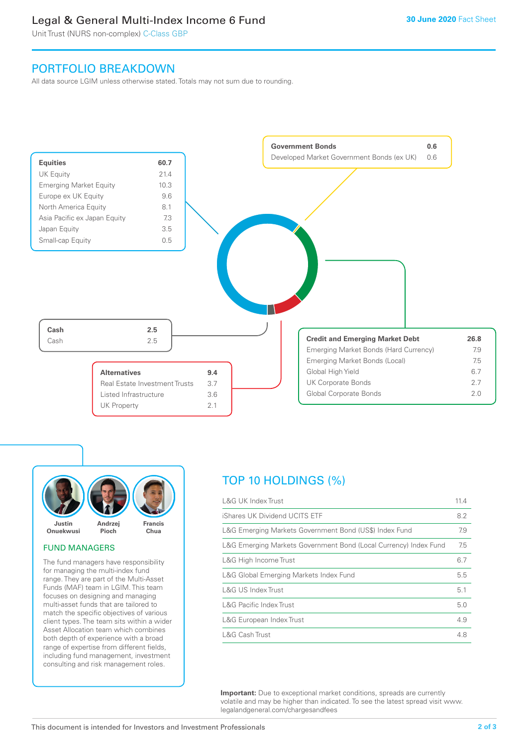# Legal & General Multi-Index Income 6 Fund

Unit Trust (NURS non-complex) C-Class GBP

**30 June 2020** Fact Sheet

## PORTFOLIO BREAKDOWN

All data source LGIM unless otherwise stated. Totals may not sum due to rounding.

| **Equities** | **60.7** |
|---|---|
| UK Equity | 21.4 |
| Emerging Market Equity | 10.3 |
| Europe ex UK Equity | 9.6 |
| North America Equity | 8.1 |
| Asia Pacific ex Japan Equity | 7.3 |
| Japan Equity | 3.5 |
| Small-cap Equity | 0.5 |

| **Government Bonds** | **0.6** |
|---|---|
| Developed Market Government Bonds (ex UK) | 0.6 |

| **Cash** | **2.5** |
|---|---|
| Cash | 2.5 |

| **Alternatives** | **9.4** |
|---|---|
| Real Estate Investment Trusts | 3.7 |
| Listed Infrastructure | 3.6 |
| UK Property | 2.1 |

| **Credit and Emerging Market Debt** | **26.8** |
|---|---|
| Emerging Market Bonds (Hard Currency) | 7.9 |
| Emerging Market Bonds (Local) | 7.5 |
| Global High Yield | 6.7 |
| UK Corporate Bonds | 2.7 |
| Global Corporate Bonds | 2.0 |

Justin Onuekwusi, Andrzej Pioch, Francis Chua

### FUND MANAGERS

The fund managers have responsibility for managing the multi-index fund range. They are part of the Multi-Asset Funds (MAF) team in LGIM. This team focuses on designing and managing multi-asset funds that are tailored to match the specific objectives of various client types. The team sits within a wider Asset Allocation team which combines both depth of experience with a broad range of expertise from different fields, including fund management, investment consulting and risk management roles.

## TOP 10 HOLDINGS (%)

| Holding | % |
|---|---|
| L&G UK Index Trust | 11.4 |
| iShares UK Dividend UCITS ETF | 8.2 |
| L&G Emerging Markets Government Bond (US$) Index Fund | 7.9 |
| L&G Emerging Markets Government Bond (Local Currency) Index Fund | 7.5 |
| L&G High Income Trust | 6.7 |
| L&G Global Emerging Markets Index Fund | 5.5 |
| L&G US Index Trust | 5.1 |
| L&G Pacific Index Trust | 5.0 |
| L&G European Index Trust | 4.9 |
| L&G Cash Trust | 4.8 |

**Important:** Due to exceptional market conditions, spreads are currently volatile and may be higher than indicated. To see the latest spread visit www.legalandgeneral.com/chargesandfees

This document is intended for Investors and Investment Professionals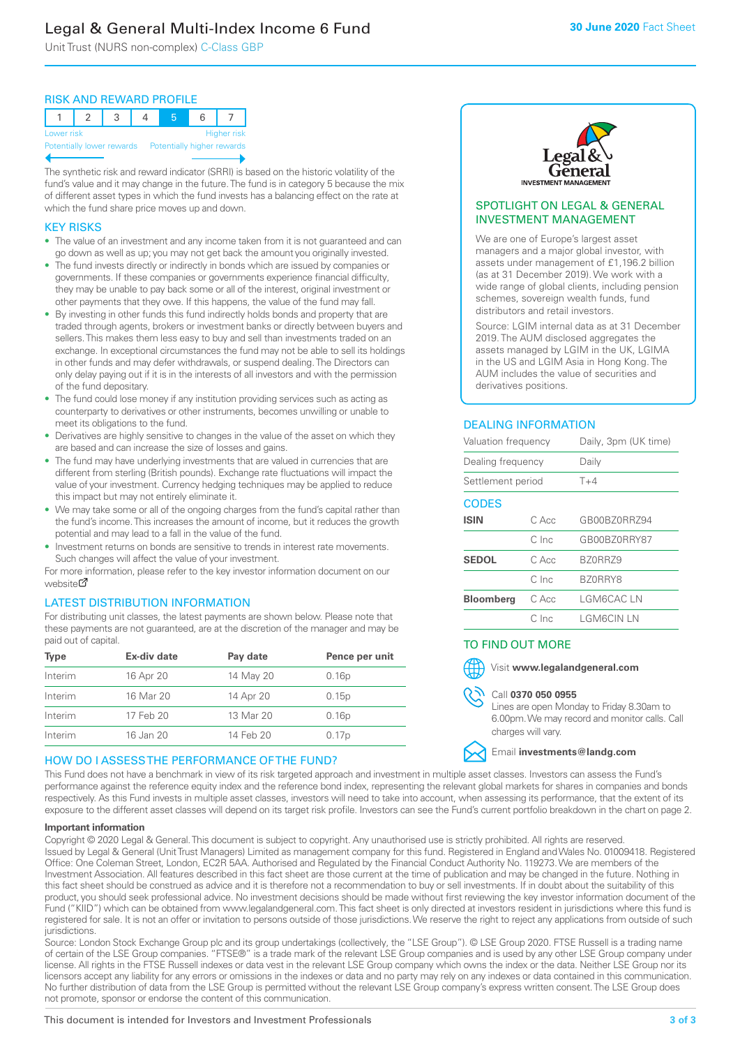# Legal & General Multi-Index Income 6 Fund

Unit Trust (NURS non-complex) C-Class GBP

**30 June 2020** Fact Sheet

## RISK AND REWARD PROFILE

| 1 | 2 | 3 | 4 | 5 | 6 | 7 |
|---|---|---|---|---|---|---|

Lower risk — Higher risk

Potentially lower rewards — Potentially higher rewards

The synthetic risk and reward indicator (SRRI) is based on the historic volatility of the fund's value and it may change in the future. The fund is in category 5 because the mix of different asset types in which the fund invests has a balancing effect on the rate at which the fund share price moves up and down.

## KEY RISKS

- The value of an investment and any income taken from it is not guaranteed and can go down as well as up; you may not get back the amount you originally invested.
- The fund invests directly or indirectly in bonds which are issued by companies or governments. If these companies or governments experience financial difficulty, they may be unable to pay back some or all of the interest, original investment or other payments that they owe. If this happens, the value of the fund may fall.
- By investing in other funds this fund indirectly holds bonds and property that are traded through agents, brokers or investment banks or directly between buyers and sellers. This makes them less easy to buy and sell than investments traded on an exchange. In exceptional circumstances the fund may not be able to sell its holdings in other funds and may defer withdrawals, or suspend dealing. The Directors can only delay paying out if it is in the interests of all investors and with the permission of the fund depositary.
- The fund could lose money if any institution providing services such as acting as counterparty to derivatives or other instruments, becomes unwilling or unable to meet its obligations to the fund.
- Derivatives are highly sensitive to changes in the value of the asset on which they are based and can increase the size of losses and gains.
- The fund may have underlying investments that are valued in currencies that are different from sterling (British pounds). Exchange rate fluctuations will impact the value of your investment. Currency hedging techniques may be applied to reduce this impact but may not entirely eliminate it.
- We may take some or all of the ongoing charges from the fund's capital rather than the fund's income. This increases the amount of income, but it reduces the growth potential and may lead to a fall in the value of the fund.
- Investment returns on bonds are sensitive to trends in interest rate movements. Such changes will affect the value of your investment.

For more information, please refer to the key investor information document on our website

## LATEST DISTRIBUTION INFORMATION

For distributing unit classes, the latest payments are shown below. Please note that these payments are not guaranteed, are at the discretion of the manager and may be paid out of capital.

| Type | Ex-div date | Pay date | Pence per unit |
|---|---|---|---|
| Interim | 16 Apr 20 | 14 May 20 | 0.16p |
| Interim | 16 Mar 20 | 14 Apr 20 | 0.15p |
| Interim | 17 Feb 20 | 13 Mar 20 | 0.16p |
| Interim | 16 Jan 20 | 14 Feb 20 | 0.17p |

## SPOTLIGHT ON LEGAL & GENERAL INVESTMENT MANAGEMENT

We are one of Europe's largest asset managers and a major global investor, with assets under management of £1,196.2 billion (as at 31 December 2019). We work with a wide range of global clients, including pension schemes, sovereign wealth funds, fund distributors and retail investors.

Source: LGIM internal data as at 31 December 2019. The AUM disclosed aggregates the assets managed by LGIM in the UK, LGIMA in the US and LGIM Asia in Hong Kong. The AUM includes the value of securities and derivatives positions.

## DEALING INFORMATION

| | |
|---|---|
| Valuation frequency | Daily, 3pm (UK time) |
| Dealing frequency | Daily |
| Settlement period | T+4 |

## CODES

| | | |
|---|---|---|
| **ISIN** | C Acc | GB00BZ0RRZ94 |
| | C Inc | GB00BZ0RRY87 |
| **SEDOL** | C Acc | BZ0RRZ9 |
| | C Inc | BZ0RRY8 |
| **Bloomberg** | C Acc | LGM6CAC LN |
| | C Inc | LGM6CIN LN |

## TO FIND OUT MORE

Visit **www.legalandgeneral.com**

Call **0370 050 0955**
Lines are open Monday to Friday 8.30am to 6.00pm. We may record and monitor calls. Call charges will vary.

Email **investments@landg.com**

## HOW DO I ASSESS THE PERFORMANCE OF THE FUND?

This Fund does not have a benchmark in view of its risk targeted approach and investment in multiple asset classes. Investors can assess the Fund's performance against the reference equity index and the reference bond index, representing the relevant global markets for shares in companies and bonds respectively. As this Fund invests in multiple asset classes, investors will need to take into account, when assessing its performance, that the extent of its exposure to the different asset classes will depend on its target risk profile. Investors can see the Fund's current portfolio breakdown in the chart on page 2.

### Important information

Copyright © 2020 Legal & General. This document is subject to copyright. Any unauthorised use is strictly prohibited. All rights are reserved.

Issued by Legal & General (Unit Trust Managers) Limited as management company for this fund. Registered in England and Wales No. 01009418. Registered Office: One Coleman Street, London, EC2R 5AA. Authorised and Regulated by the Financial Conduct Authority No. 119273. We are members of the Investment Association. All features described in this fact sheet are those current at the time of publication and may be changed in the future. Nothing in this fact sheet should be construed as advice and it is therefore not a recommendation to buy or sell investments. If in doubt about the suitability of this product, you should seek professional advice. No investment decisions should be made without first reviewing the key investor information document of the Fund ("KIID") which can be obtained from www.legalandgeneral.com. This fact sheet is only directed at investors resident in jurisdictions where this fund is registered for sale. It is not an offer or invitation to persons outside of those jurisdictions. We reserve the right to reject any applications from outside of such jurisdictions.

Source: London Stock Exchange Group plc and its group undertakings (collectively, the "LSE Group"). © LSE Group 2020. FTSE Russell is a trading name of certain of the LSE Group companies. "FTSE®" is a trade mark of the relevant LSE Group companies and is used by any other LSE Group company under license. All rights in the FTSE Russell indexes or data vest in the relevant LSE Group company which owns the index or the data. Neither LSE Group nor its licensors accept any liability for any errors or omissions in the indexes or data and no party may rely on any indexes or data contained in this communication. No further distribution of data from the LSE Group is permitted without the relevant LSE Group company's express written consent. The LSE Group does not promote, sponsor or endorse the content of this communication.

This document is intended for Investors and Investment Professionals